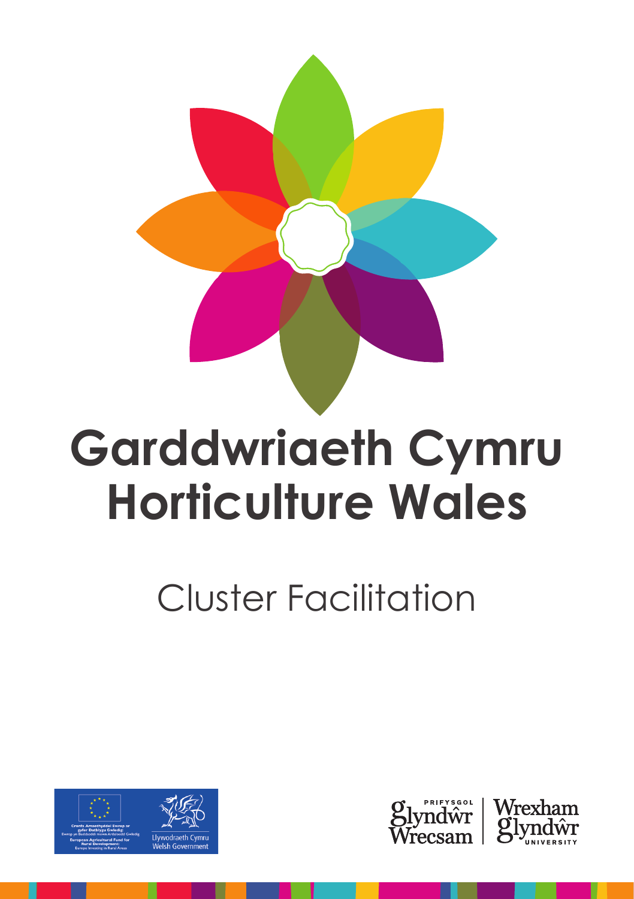# Garddwriaeth Cymru
# Horticulture Wales

## Cluster Facilitation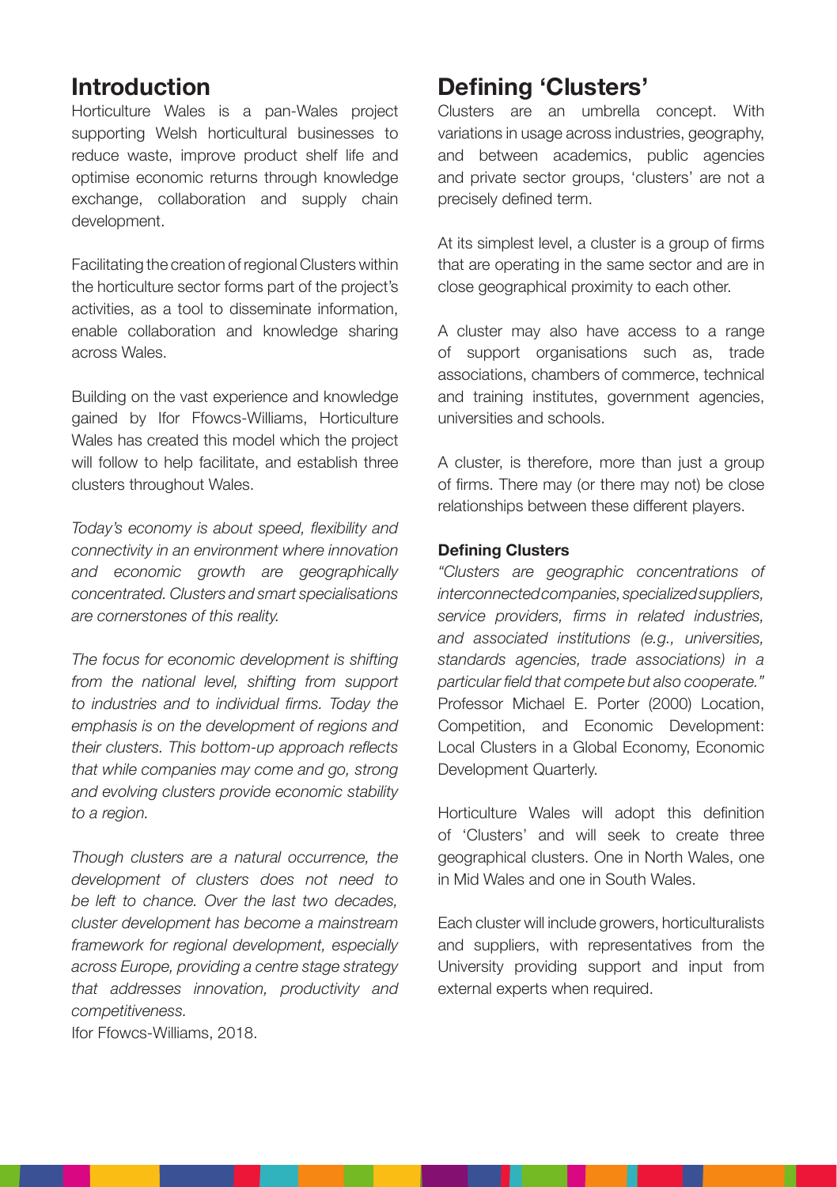## Introduction

Horticulture Wales is a pan-Wales project supporting Welsh horticultural businesses to reduce waste, improve product shelf life and optimise economic returns through knowledge exchange, collaboration and supply chain development.

Facilitating the creation of regional Clusters within the horticulture sector forms part of the project's activities, as a tool to disseminate information, enable collaboration and knowledge sharing across Wales.

Building on the vast experience and knowledge gained by Ifor Ffowcs-Williams, Horticulture Wales has created this model which the project will follow to help facilitate, and establish three clusters throughout Wales.

*Today's economy is about speed, flexibility and connectivity in an environment where innovation and economic growth are geographically concentrated. Clusters and smart specialisations are cornerstones of this reality.*

*The focus for economic development is shifting from the national level, shifting from support to industries and to individual firms. Today the emphasis is on the development of regions and their clusters. This bottom-up approach reflects that while companies may come and go, strong and evolving clusters provide economic stability to a region.*

*Though clusters are a natural occurrence, the development of clusters does not need to be left to chance. Over the last two decades, cluster development has become a mainstream framework for regional development, especially across Europe, providing a centre stage strategy that addresses innovation, productivity and competitiveness.*

Ifor Ffowcs-Williams, 2018.

## Defining 'Clusters'

Clusters are an umbrella concept. With variations in usage across industries, geography, and between academics, public agencies and private sector groups, 'clusters' are not a precisely defined term.

At its simplest level, a cluster is a group of firms that are operating in the same sector and are in close geographical proximity to each other.

A cluster may also have access to a range of support organisations such as, trade associations, chambers of commerce, technical and training institutes, government agencies, universities and schools.

A cluster, is therefore, more than just a group of firms. There may (or there may not) be close relationships between these different players.

### Defining Clusters

*"Clusters are geographic concentrations of interconnected companies, specialized suppliers, service providers, firms in related industries, and associated institutions (e.g., universities, standards agencies, trade associations) in a particular field that compete but also cooperate."* Professor Michael E. Porter (2000) Location, Competition, and Economic Development: Local Clusters in a Global Economy, Economic Development Quarterly.

Horticulture Wales will adopt this definition of 'Clusters' and will seek to create three geographical clusters. One in North Wales, one in Mid Wales and one in South Wales.

Each cluster will include growers, horticulturalists and suppliers, with representatives from the University providing support and input from external experts when required.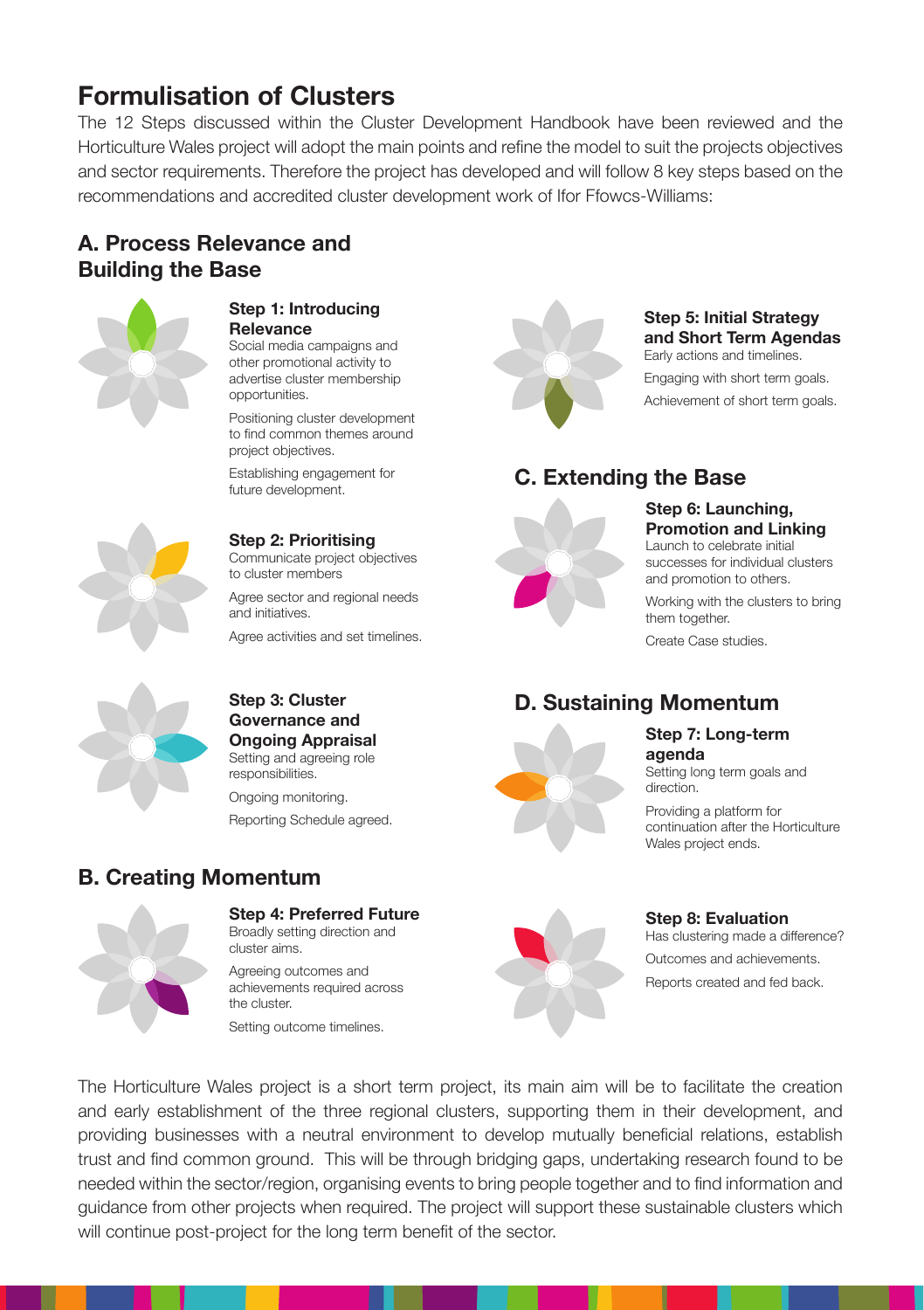# Formulisation of Clusters

The 12 Steps discussed within the Cluster Development Handbook have been reviewed and the Horticulture Wales project will adopt the main points and refine the model to suit the projects objectives and sector requirements. Therefore the project has developed and will follow 8 key steps based on the recommendations and accredited cluster development work of Ifor Ffowcs-Williams:

## A. Process Relevance and Building the Base

### Step 1: Introducing Relevance

Social media campaigns and other promotional activity to advertise cluster membership opportunities.

Positioning cluster development to find common themes around project objectives.

Establishing engagement for future development.

### Step 2: Prioritising

Communicate project objectives to cluster members

Agree sector and regional needs and initiatives.

Agree activities and set timelines.

### Step 3: Cluster Governance and Ongoing Appraisal

Setting and agreeing role responsibilities.

Ongoing monitoring.

Reporting Schedule agreed.

## B. Creating Momentum

### Step 4: Preferred Future

Broadly setting direction and cluster aims.

Agreeing outcomes and achievements required across the cluster.

Setting outcome timelines.

### Step 5: Initial Strategy and Short Term Agendas

Early actions and timelines.

Engaging with short term goals.

Achievement of short term goals.

## C. Extending the Base

### Step 6: Launching, Promotion and Linking

Launch to celebrate initial successes for individual clusters and promotion to others.

Working with the clusters to bring them together.

Create Case studies.

## D. Sustaining Momentum

### Step 7: Long-term agenda

Setting long term goals and direction.

Providing a platform for continuation after the Horticulture Wales project ends.

### Step 8: Evaluation

Has clustering made a difference?

Outcomes and achievements.

Reports created and fed back.

The Horticulture Wales project is a short term project, its main aim will be to facilitate the creation and early establishment of the three regional clusters, supporting them in their development, and providing businesses with a neutral environment to develop mutually beneficial relations, establish trust and find common ground. This will be through bridging gaps, undertaking research found to be needed within the sector/region, organising events to bring people together and to find information and guidance from other projects when required. The project will support these sustainable clusters which will continue post-project for the long term benefit of the sector.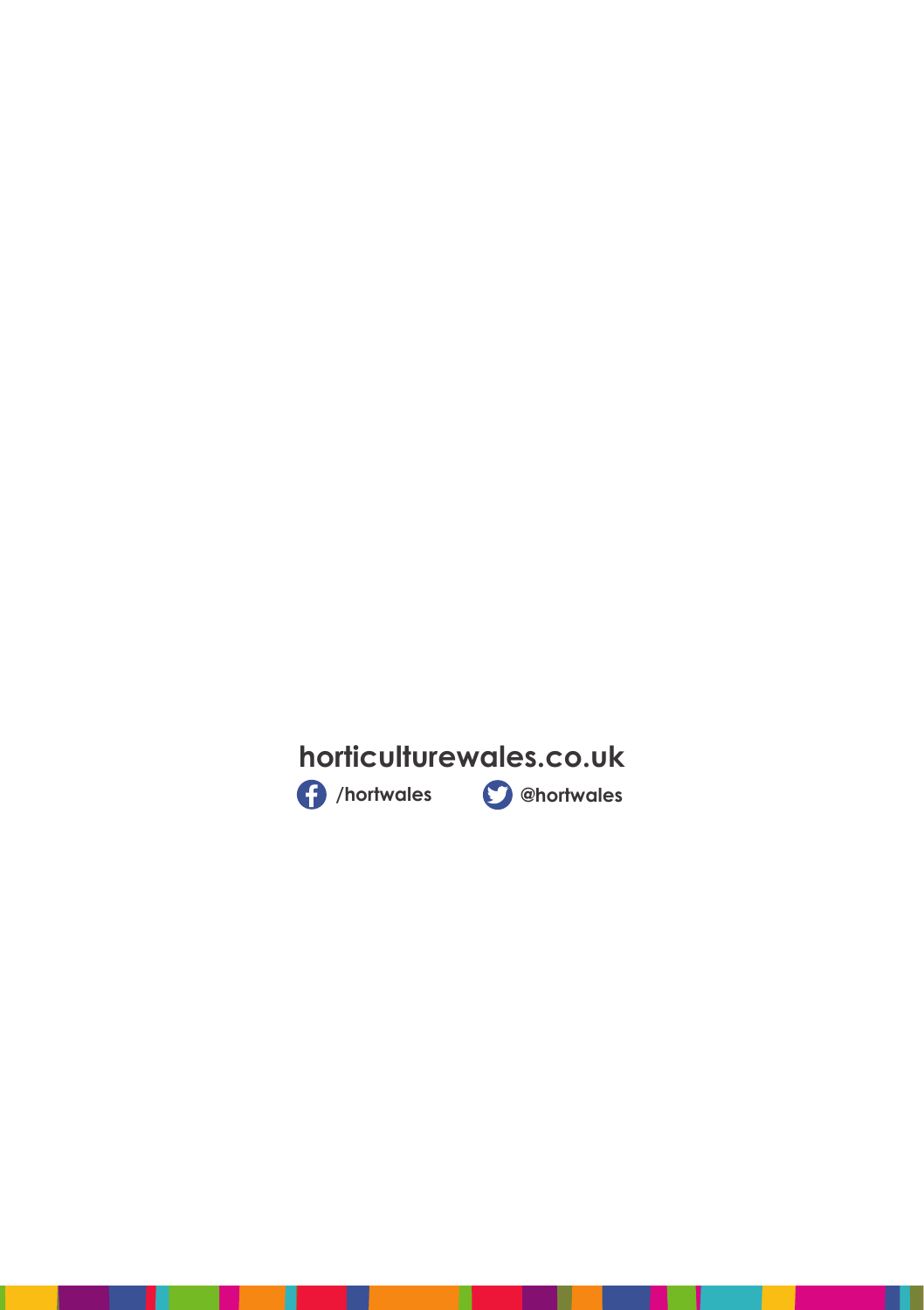**horticulturewales.co.uk**

/hortwales

@hortwales